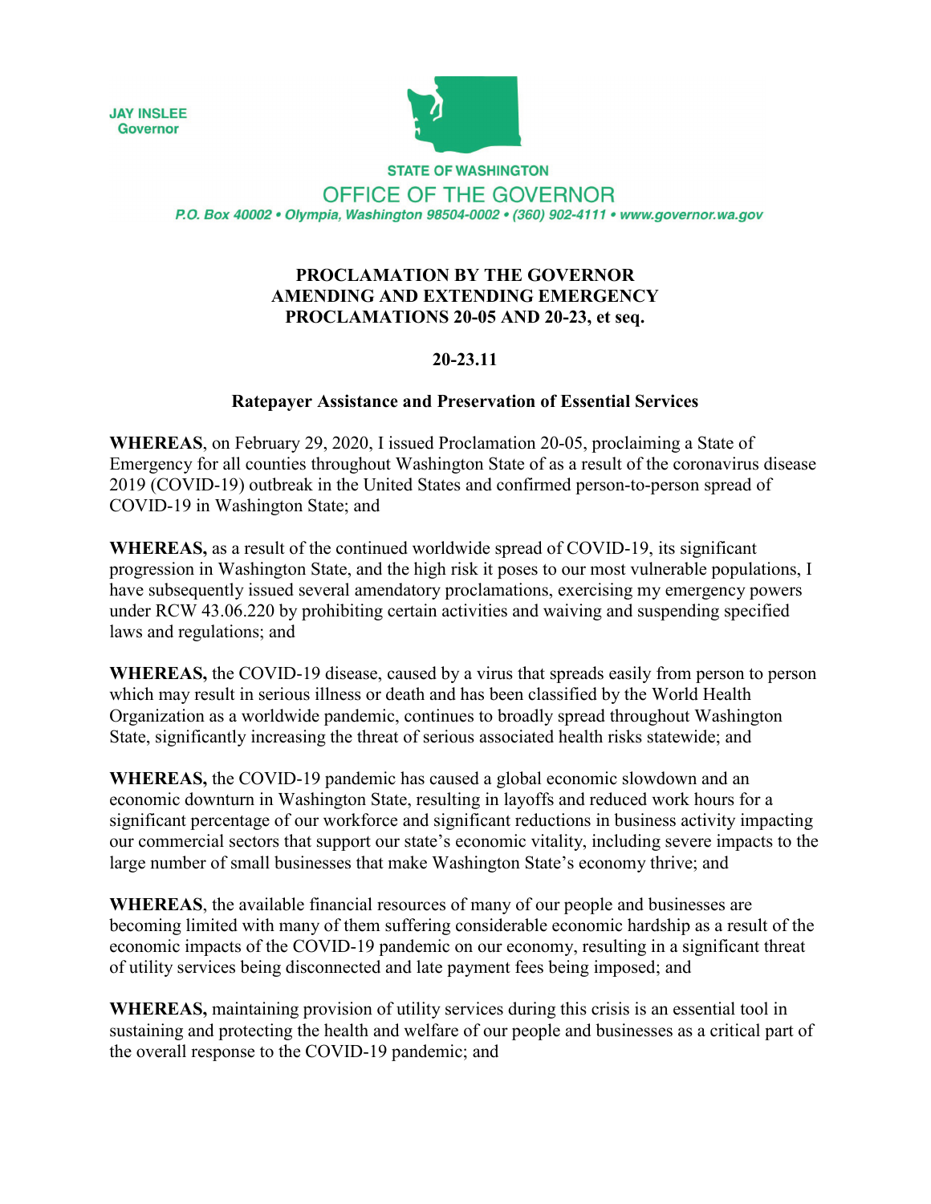JAY INSLEE
Governor

STATE OF WASHINGTON
OFFICE OF THE GOVERNOR
P.O. Box 40002 • Olympia, Washington 98504-0002 • (360) 902-4111 • www.governor.wa.gov

# PROCLAMATION BY THE GOVERNOR AMENDING AND EXTENDING EMERGENCY PROCLAMATIONS 20-05 AND 20-23, et seq.

## 20-23.11

### Ratepayer Assistance and Preservation of Essential Services

**WHEREAS**, on February 29, 2020, I issued Proclamation 20-05, proclaiming a State of Emergency for all counties throughout Washington State of as a result of the coronavirus disease 2019 (COVID-19) outbreak in the United States and confirmed person-to-person spread of COVID-19 in Washington State; and

**WHEREAS,** as a result of the continued worldwide spread of COVID-19, its significant progression in Washington State, and the high risk it poses to our most vulnerable populations, I have subsequently issued several amendatory proclamations, exercising my emergency powers under RCW 43.06.220 by prohibiting certain activities and waiving and suspending specified laws and regulations; and

**WHEREAS,** the COVID-19 disease, caused by a virus that spreads easily from person to person which may result in serious illness or death and has been classified by the World Health Organization as a worldwide pandemic, continues to broadly spread throughout Washington State, significantly increasing the threat of serious associated health risks statewide; and

**WHEREAS,** the COVID-19 pandemic has caused a global economic slowdown and an economic downturn in Washington State, resulting in layoffs and reduced work hours for a significant percentage of our workforce and significant reductions in business activity impacting our commercial sectors that support our state's economic vitality, including severe impacts to the large number of small businesses that make Washington State's economy thrive; and

**WHEREAS**, the available financial resources of many of our people and businesses are becoming limited with many of them suffering considerable economic hardship as a result of the economic impacts of the COVID-19 pandemic on our economy, resulting in a significant threat of utility services being disconnected and late payment fees being imposed; and

**WHEREAS,** maintaining provision of utility services during this crisis is an essential tool in sustaining and protecting the health and welfare of our people and businesses as a critical part of the overall response to the COVID-19 pandemic; and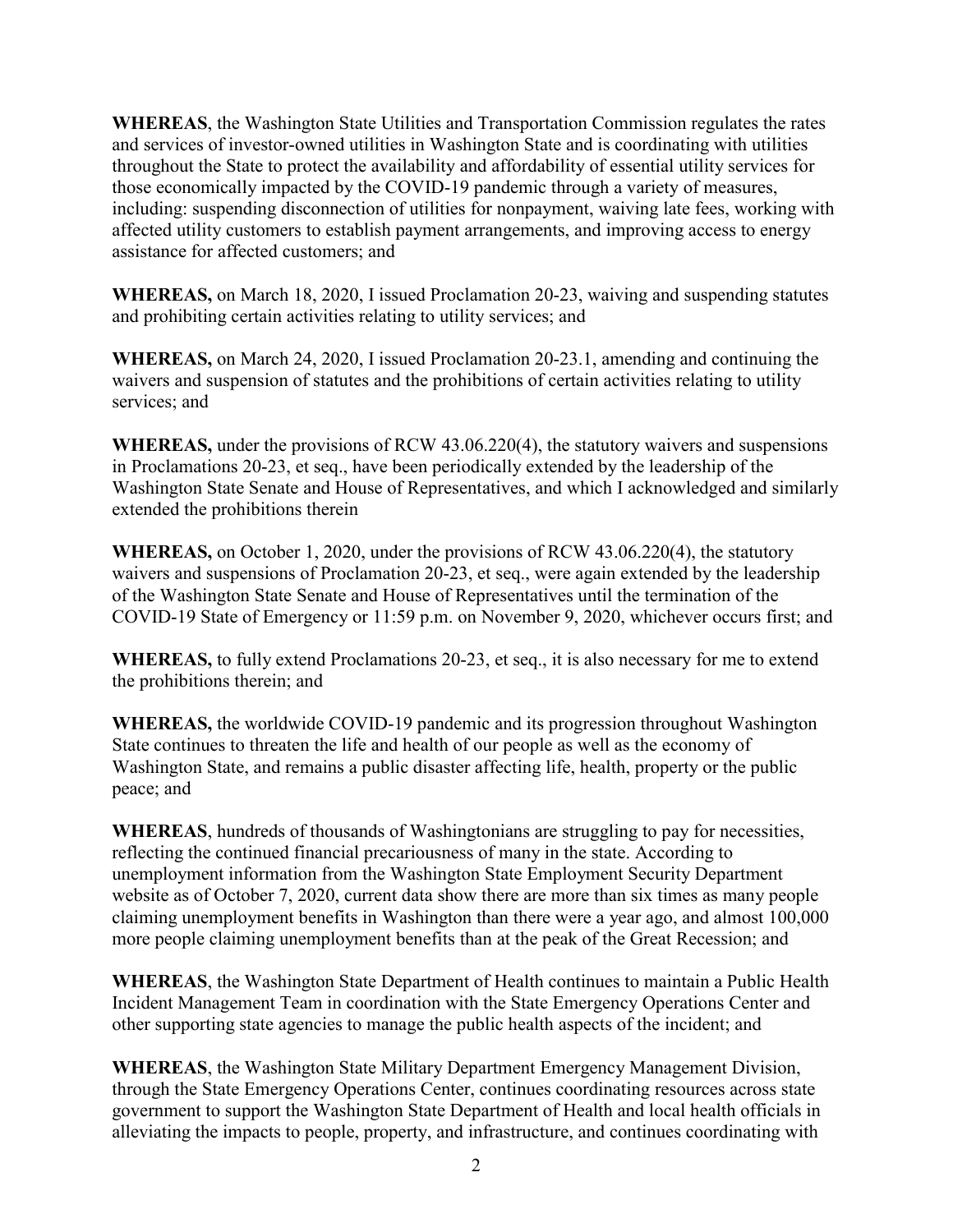**WHEREAS**, the Washington State Utilities and Transportation Commission regulates the rates and services of investor-owned utilities in Washington State and is coordinating with utilities throughout the State to protect the availability and affordability of essential utility services for those economically impacted by the COVID-19 pandemic through a variety of measures, including: suspending disconnection of utilities for nonpayment, waiving late fees, working with affected utility customers to establish payment arrangements, and improving access to energy assistance for affected customers; and

**WHEREAS,** on March 18, 2020, I issued Proclamation 20-23, waiving and suspending statutes and prohibiting certain activities relating to utility services; and

**WHEREAS,** on March 24, 2020, I issued Proclamation 20-23.1, amending and continuing the waivers and suspension of statutes and the prohibitions of certain activities relating to utility services; and

**WHEREAS,** under the provisions of RCW 43.06.220(4), the statutory waivers and suspensions in Proclamations 20-23, et seq., have been periodically extended by the leadership of the Washington State Senate and House of Representatives, and which I acknowledged and similarly extended the prohibitions therein

**WHEREAS,** on October 1, 2020, under the provisions of RCW 43.06.220(4), the statutory waivers and suspensions of Proclamation 20-23, et seq., were again extended by the leadership of the Washington State Senate and House of Representatives until the termination of the COVID-19 State of Emergency or 11:59 p.m. on November 9, 2020, whichever occurs first; and

**WHEREAS,** to fully extend Proclamations 20-23, et seq., it is also necessary for me to extend the prohibitions therein; and

**WHEREAS,** the worldwide COVID-19 pandemic and its progression throughout Washington State continues to threaten the life and health of our people as well as the economy of Washington State, and remains a public disaster affecting life, health, property or the public peace; and

**WHEREAS**, hundreds of thousands of Washingtonians are struggling to pay for necessities, reflecting the continued financial precariousness of many in the state. According to unemployment information from the Washington State Employment Security Department website as of October 7, 2020, current data show there are more than six times as many people claiming unemployment benefits in Washington than there were a year ago, and almost 100,000 more people claiming unemployment benefits than at the peak of the Great Recession; and

**WHEREAS**, the Washington State Department of Health continues to maintain a Public Health Incident Management Team in coordination with the State Emergency Operations Center and other supporting state agencies to manage the public health aspects of the incident; and

**WHEREAS**, the Washington State Military Department Emergency Management Division, through the State Emergency Operations Center, continues coordinating resources across state government to support the Washington State Department of Health and local health officials in alleviating the impacts to people, property, and infrastructure, and continues coordinating with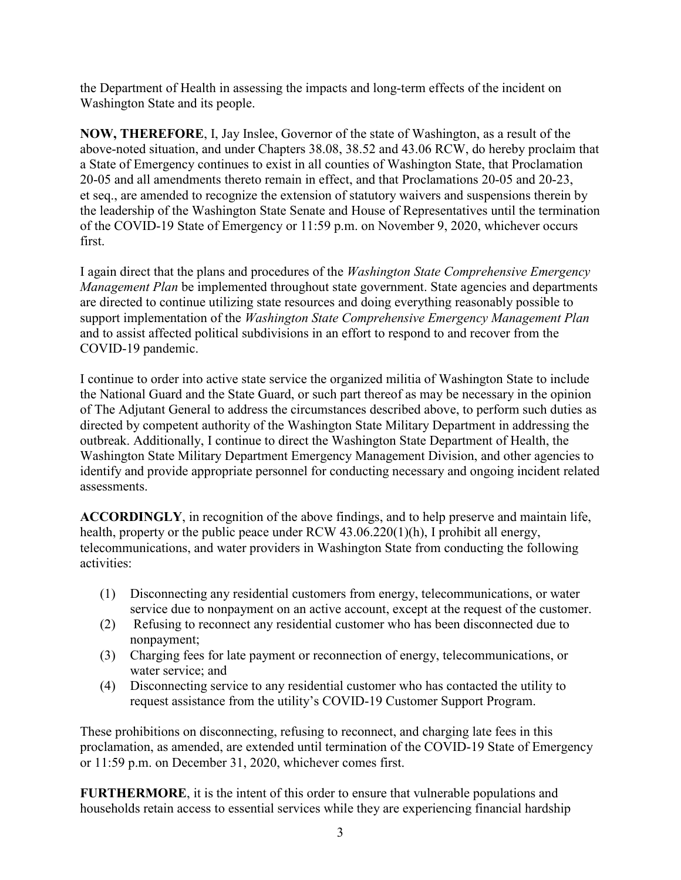the Department of Health in assessing the impacts and long-term effects of the incident on Washington State and its people.

**NOW, THEREFORE**, I, Jay Inslee, Governor of the state of Washington, as a result of the above-noted situation, and under Chapters 38.08, 38.52 and 43.06 RCW, do hereby proclaim that a State of Emergency continues to exist in all counties of Washington State, that Proclamation 20-05 and all amendments thereto remain in effect, and that Proclamations 20-05 and 20-23, et seq., are amended to recognize the extension of statutory waivers and suspensions therein by the leadership of the Washington State Senate and House of Representatives until the termination of the COVID-19 State of Emergency or 11:59 p.m. on November 9, 2020, whichever occurs first.

I again direct that the plans and procedures of the *Washington State Comprehensive Emergency Management Plan* be implemented throughout state government. State agencies and departments are directed to continue utilizing state resources and doing everything reasonably possible to support implementation of the *Washington State Comprehensive Emergency Management Plan* and to assist affected political subdivisions in an effort to respond to and recover from the COVID-19 pandemic.

I continue to order into active state service the organized militia of Washington State to include the National Guard and the State Guard, or such part thereof as may be necessary in the opinion of The Adjutant General to address the circumstances described above, to perform such duties as directed by competent authority of the Washington State Military Department in addressing the outbreak. Additionally, I continue to direct the Washington State Department of Health, the Washington State Military Department Emergency Management Division, and other agencies to identify and provide appropriate personnel for conducting necessary and ongoing incident related assessments.

**ACCORDINGLY**, in recognition of the above findings, and to help preserve and maintain life, health, property or the public peace under RCW 43.06.220(1)(h), I prohibit all energy, telecommunications, and water providers in Washington State from conducting the following activities:

(1) Disconnecting any residential customers from energy, telecommunications, or water service due to nonpayment on an active account, except at the request of the customer.
(2) Refusing to reconnect any residential customer who has been disconnected due to nonpayment;
(3) Charging fees for late payment or reconnection of energy, telecommunications, or water service; and
(4) Disconnecting service to any residential customer who has contacted the utility to request assistance from the utility's COVID-19 Customer Support Program.

These prohibitions on disconnecting, refusing to reconnect, and charging late fees in this proclamation, as amended, are extended until termination of the COVID-19 State of Emergency or 11:59 p.m. on December 31, 2020, whichever comes first.

**FURTHERMORE**, it is the intent of this order to ensure that vulnerable populations and households retain access to essential services while they are experiencing financial hardship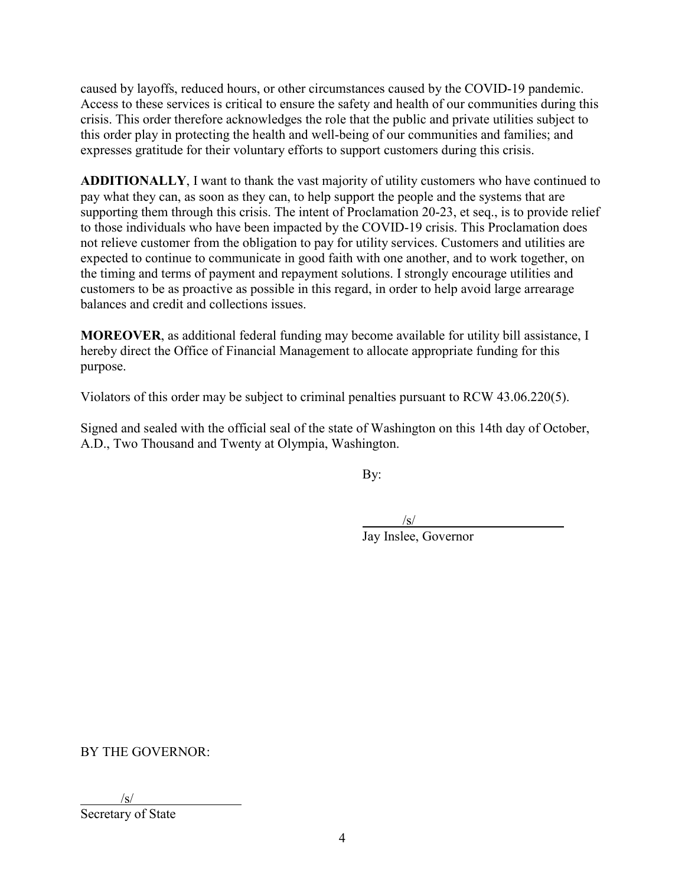caused by layoffs, reduced hours, or other circumstances caused by the COVID-19 pandemic. Access to these services is critical to ensure the safety and health of our communities during this crisis. This order therefore acknowledges the role that the public and private utilities subject to this order play in protecting the health and well-being of our communities and families; and expresses gratitude for their voluntary efforts to support customers during this crisis.

**ADDITIONALLY**, I want to thank the vast majority of utility customers who have continued to pay what they can, as soon as they can, to help support the people and the systems that are supporting them through this crisis. The intent of Proclamation 20-23, et seq., is to provide relief to those individuals who have been impacted by the COVID-19 crisis. This Proclamation does not relieve customer from the obligation to pay for utility services. Customers and utilities are expected to continue to communicate in good faith with one another, and to work together, on the timing and terms of payment and repayment solutions. I strongly encourage utilities and customers to be as proactive as possible in this regard, in order to help avoid large arrearage balances and credit and collections issues.

**MOREOVER**, as additional federal funding may become available for utility bill assistance, I hereby direct the Office of Financial Management to allocate appropriate funding for this purpose.

Violators of this order may be subject to criminal penalties pursuant to RCW 43.06.220(5).

Signed and sealed with the official seal of the state of Washington on this 14th day of October, A.D., Two Thousand and Twenty at Olympia, Washington.

By:

/s/
Jay Inslee, Governor

BY THE GOVERNOR:

/s/
Secretary of State